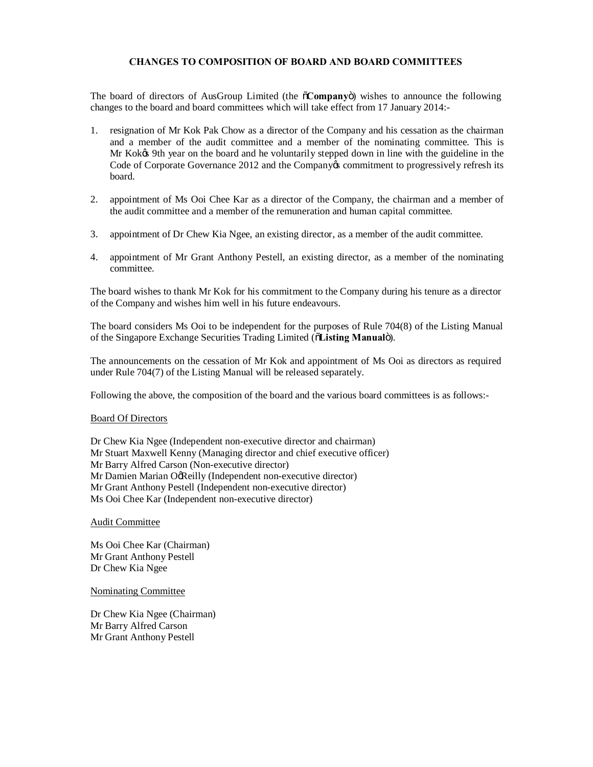# CHANGES TO COMPOSITION OF BOARD AND BOARD COMMITTEES

The board of directors of AusGroup Limited (the "**Company**") wishes to announce the following changes to the board and board committees which will take effect from 17 January 2014:-

1. resignation of Mr Kok Pak Chow as a director of the Company and his cessation as the chairman and a member of the audit committee and a member of the nominating committee. This is Mr Kok's 9th year on the board and he voluntarily stepped down in line with the guideline in the Code of Corporate Governance 2012 and the Company's commitment to progressively refresh its board.

2. appointment of Ms Ooi Chee Kar as a director of the Company, the chairman and a member of the audit committee and a member of the remuneration and human capital committee.

3. appointment of Dr Chew Kia Ngee, an existing director, as a member of the audit committee.

4. appointment of Mr Grant Anthony Pestell, an existing director, as a member of the nominating committee.

The board wishes to thank Mr Kok for his commitment to the Company during his tenure as a director of the Company and wishes him well in his future endeavours.

The board considers Ms Ooi to be independent for the purposes of Rule 704(8) of the Listing Manual of the Singapore Exchange Securities Trading Limited ("**Listing Manual**").

The announcements on the cessation of Mr Kok and appointment of Ms Ooi as directors as required under Rule 704(7) of the Listing Manual will be released separately.

Following the above, the composition of the board and the various board committees is as follows:-

<u>Board Of Directors</u>

Dr Chew Kia Ngee (Independent non-executive director and chairman)
Mr Stuart Maxwell Kenny (Managing director and chief executive officer)
Mr Barry Alfred Carson (Non-executive director)
Mr Damien Marian O'Reilly (Independent non-executive director)
Mr Grant Anthony Pestell (Independent non-executive director)
Ms Ooi Chee Kar (Independent non-executive director)

<u>Audit Committee</u>

Ms Ooi Chee Kar (Chairman)
Mr Grant Anthony Pestell
Dr Chew Kia Ngee

<u>Nominating Committee</u>

Dr Chew Kia Ngee (Chairman)
Mr Barry Alfred Carson
Mr Grant Anthony Pestell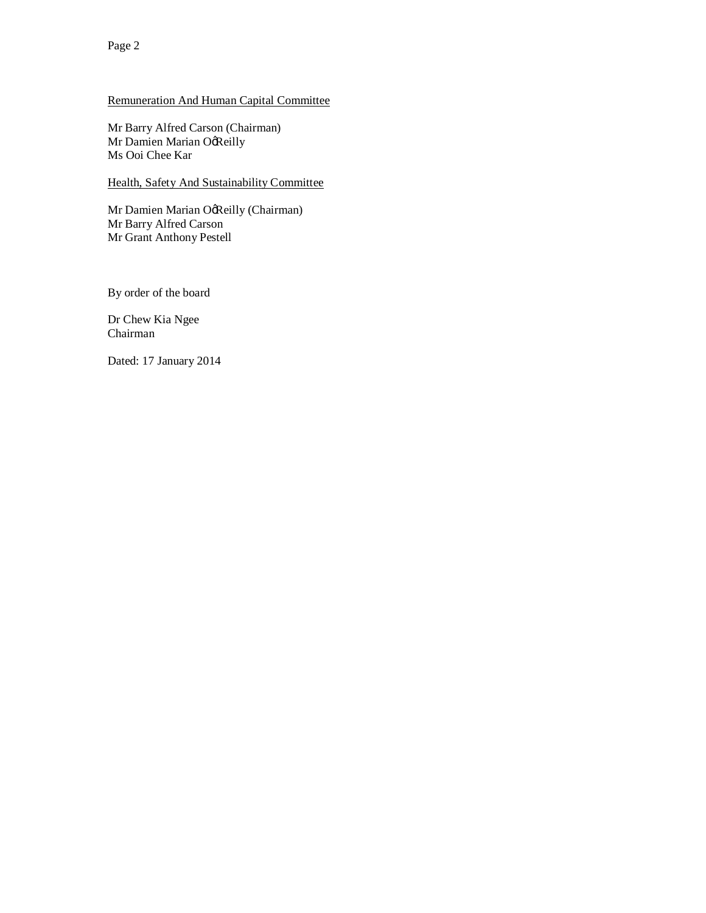<u>Remuneration And Human Capital Committee</u>

Mr Barry Alfred Carson (Chairman)
Mr Damien Marian OôReilly
Ms Ooi Chee Kar

<u>Health, Safety And Sustainability Committee</u>

Mr Damien Marian OôReilly (Chairman)
Mr Barry Alfred Carson
Mr Grant Anthony Pestell

By order of the board

Dr Chew Kia Ngee
Chairman

Dated: 17 January 2014